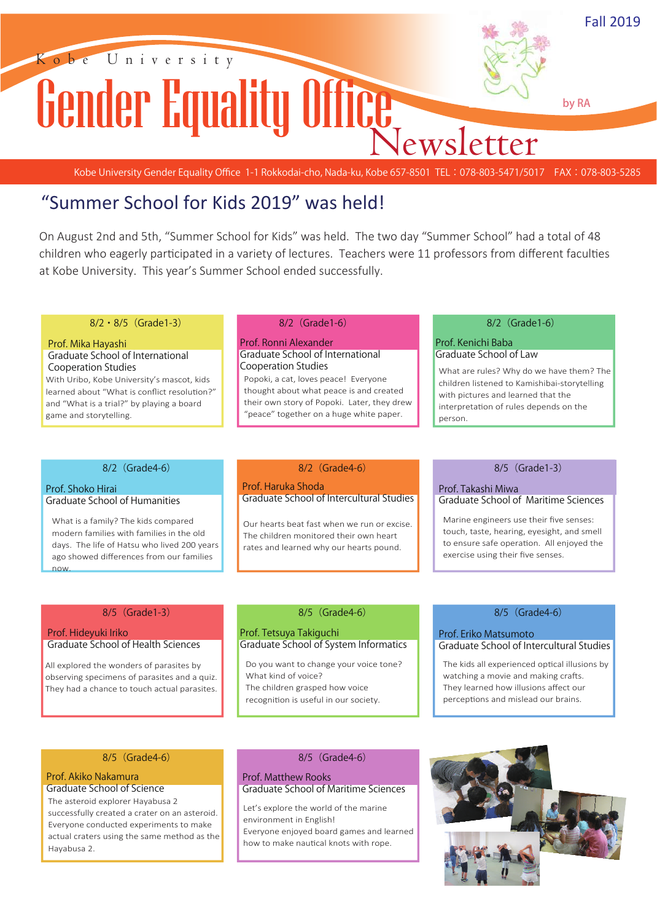Fall 2019

Kobe University

# Gender Equality Office Newsletter

by RA

Kobe University Gender Equality Office 1-1 Rokkodai-cho, Nada-ku, Kobe 657-8501 TEL：078-803-5471/5017 FAX：078-803-5285

## “Summer School for Kids 2019” was held!

On August 2nd and 5th, “Summer School for Kids” was held. The two day “Summer School” had a total of 48 children who eagerly participated in a variety of lectures. Teachers were 11 professors from different faculties at Kobe University. This year’s Summer School ended successfully.

### 8/2・8/5（Grade1-3）

**Prof. Mika Hayashi**
Graduate School of International Cooperation Studies

With Uribo, Kobe University’s mascot, kids learned about “What is conflict resolution?” and “What is a trial?” by playing a board game and storytelling.

### 8/2（Grade1-6）

**Prof. Ronni Alexander**
Graduate School of International Cooperation Studies

Popoki, a cat, loves peace! Everyone thought about what peace is and created their own story of Popoki. Later, they drew “peace” together on a huge white paper.

### 8/2（Grade1-6）

**Prof. Kenichi Baba**
Graduate School of Law

What are rules? Why do we have them? The children listened to Kamishibai-storytelling with pictures and learned that the interpretation of rules depends on the person.

### 8/2（Grade4-6）

**Prof. Shoko Hirai**
Graduate School of Humanities

What is a family? The kids compared modern families with families in the old days. The life of Hatsu who lived 200 years ago showed differences from our families now.

### 8/2（Grade4-6）

**Prof. Haruka Shoda**
Graduate School of Intercultural Studies

Our hearts beat fast when we run or excise. The children monitored their own heart rates and learned why our hearts pound.

### 8/5（Grade1-3）

**Prof. Takashi Miwa**
Graduate School of Maritime Sciences

Marine engineers use their five senses: touch, taste, hearing, eyesight, and smell to ensure safe operation. All enjoyed the exercise using their five senses.

### 8/5（Grade1-3）

**Prof. Hideyuki Iriko**
Graduate School of Health Sciences

All explored the wonders of parasites by observing specimens of parasites and a quiz. They had a chance to touch actual parasites.

### 8/5（Grade4-6）

**Prof. Tetsuya Takiguchi**
Graduate School of System Informatics

Do you want to change your voice tone? What kind of voice?
The children grasped how voice recognition is useful in our society.

### 8/5（Grade4-6）

**Prof. Eriko Matsumoto**
Graduate School of Intercultural Studies

The kids all experienced optical illusions by watching a movie and making crafts. They learned how illusions affect our perceptions and mislead our brains.

### 8/5（Grade4-6）

**Prof. Akiko Nakamura**
Graduate School of Science

The asteroid explorer Hayabusa 2 successfully created a crater on an asteroid. Everyone conducted experiments to make actual craters using the same method as the Hayabusa 2.

### 8/5（Grade4-6）

**Prof. Matthew Rooks**
Graduate School of Maritime Sciences

Let’s explore the world of the marine environment in English!
Everyone enjoyed board games and learned how to make nautical knots with rope.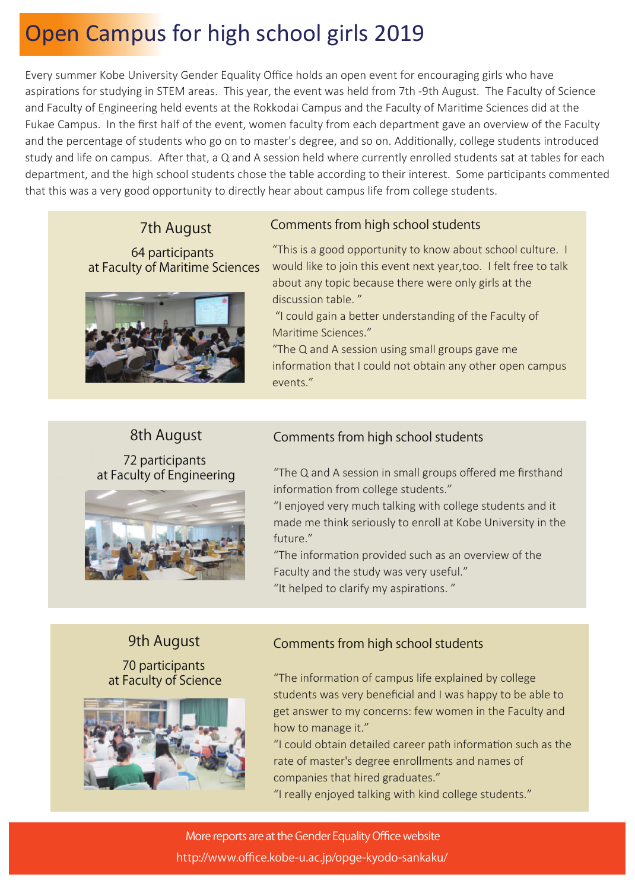# Open Campus for high school girls 2019

Every summer Kobe University Gender Equality Office holds an open event for encouraging girls who have aspirations for studying in STEM areas. This year, the event was held from 7th -9th August. The Faculty of Science and Faculty of Engineering held events at the Rokkodai Campus and the Faculty of Maritime Sciences did at the Fukae Campus. In the first half of the event, women faculty from each department gave an overview of the Faculty and the percentage of students who go on to master's degree, and so on. Additionally, college students introduced study and life on campus. After that, a Q and A session held where currently enrolled students sat at tables for each department, and the high school students chose the table according to their interest. Some participants commented that this was a very good opportunity to directly hear about campus life from college students.

## 7th August

64 participants
at Faculty of Maritime Sciences

### Comments from high school students

"This is a good opportunity to know about school culture. I would like to join this event next year,too. I felt free to talk about any topic because there were only girls at the discussion table. "

"I could gain a better understanding of the Faculty of Maritime Sciences."

"The Q and A session using small groups gave me information that I could not obtain any other open campus events."

## 8th August

72 participants
at Faculty of Engineering

### Comments from high school students

"The Q and A session in small groups offered me firsthand information from college students."

"I enjoyed very much talking with college students and it made me think seriously to enroll at Kobe University in the future."

"The information provided such as an overview of the Faculty and the study was very useful."

"It helped to clarify my aspirations. "

## 9th August

70 participants
at Faculty of Science

### Comments from high school students

"The information of campus life explained by college students was very beneficial and I was happy to be able to get answer to my concerns: few women in the Faculty and how to manage it."

"I could obtain detailed career path information such as the rate of master's degree enrollments and names of companies that hired graduates."

"I really enjoyed talking with kind college students."

More reports are at the Gender Equality Office website
http://www.office.kobe-u.ac.jp/opge-kyodo-sankaku/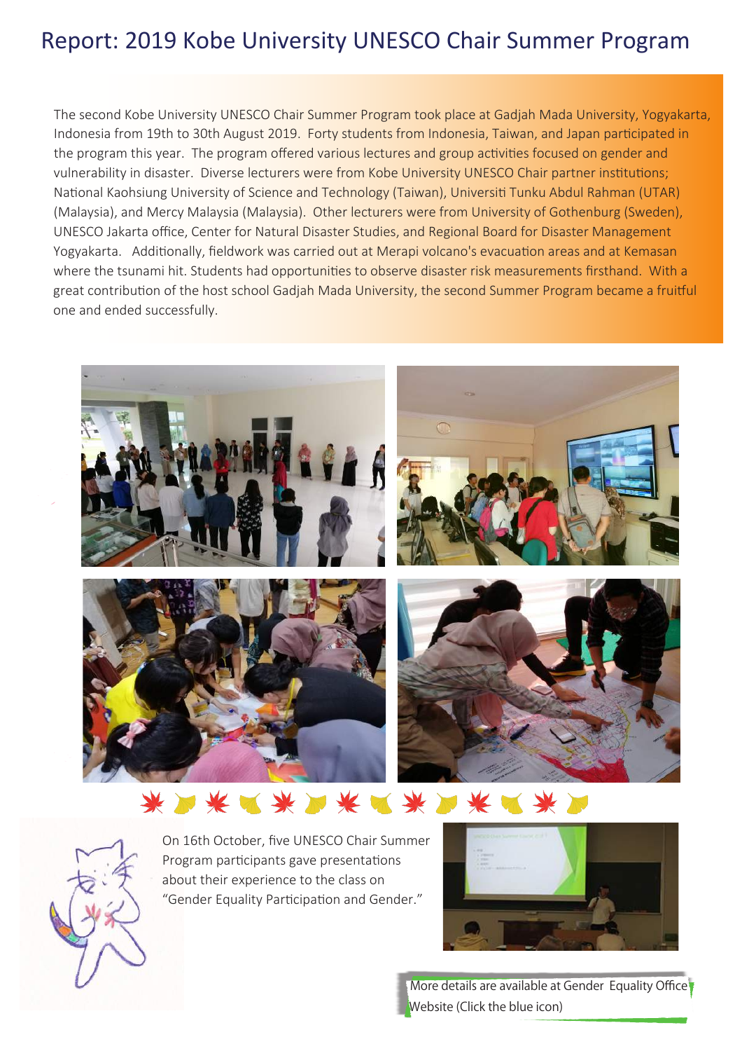# Report: 2019 Kobe University UNESCO Chair Summer Program

The second Kobe University UNESCO Chair Summer Program took place at Gadjah Mada University, Yogyakarta, Indonesia from 19th to 30th August 2019. Forty students from Indonesia, Taiwan, and Japan participated in the program this year. The program offered various lectures and group activities focused on gender and vulnerability in disaster. Diverse lecturers were from Kobe University UNESCO Chair partner institutions; National Kaohsiung University of Science and Technology (Taiwan), Universiti Tunku Abdul Rahman (UTAR) (Malaysia), and Mercy Malaysia (Malaysia). Other lecturers were from University of Gothenburg (Sweden), UNESCO Jakarta office, Center for Natural Disaster Studies, and Regional Board for Disaster Management Yogyakarta. Additionally, fieldwork was carried out at Merapi volcano's evacuation areas and at Kemasan where the tsunami hit. Students had opportunities to observe disaster risk measurements firsthand. With a great contribution of the host school Gadjah Mada University, the second Summer Program became a fruitful one and ended successfully.

On 16th October, five UNESCO Chair Summer Program participants gave presentations about their experience to the class on "Gender Equality Participation and Gender."

More details are available at Gender Equality Office Website (Click the blue icon)